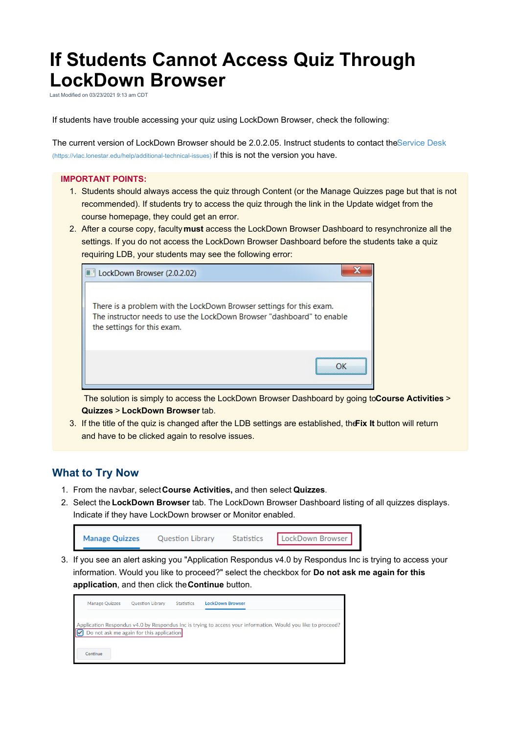# If Students Cannot Access Quiz Through LockDown Browser

Last Modified on 03/23/2021 9:13 am CDT

If students have trouble accessing your quiz using LockDown Browser, check the following:

The current version of LockDown Browser should be 2.0.2.05. Instruct students to contact the Service Desk (https://vlac.lonestar.edu/help/additional-technical-issues) if this is not the version you have.

**IMPORTANT POINTS:**

1. Students should always access the quiz through Content (or the Manage Quizzes page but that is not recommended). If students try to access the quiz through the link in the Update widget from the course homepage, they could get an error.
2. After a course copy, faculty **must** access the LockDown Browser Dashboard to resynchronize all the settings. If you do not access the LockDown Browser Dashboard before the students take a quiz requiring LDB, your students may see the following error:

   LockDown Browser (2.0.2.02)

   There is a problem with the LockDown Browser settings for this exam. The instructor needs to use the LockDown Browser "dashboard" to enable the settings for this exam.

   OK

   The solution is simply to access the LockDown Browser Dashboard by going to **Course Activities** > **Quizzes** > **LockDown Browser** tab.
3. If the title of the quiz is changed after the LDB settings are established, the **Fix It** button will return and have to be clicked again to resolve issues.

## What to Try Now

1. From the navbar, select **Course Activities,** and then select **Quizzes**.
2. Select the **LockDown Browser** tab. The LockDown Browser Dashboard listing of all quizzes displays. Indicate if they have LockDown browser or Monitor enabled.

   Manage Quizzes | Question Library | Statistics | LockDown Browser
3. If you see an alert asking you "Application Respondus v4.0 by Respondus Inc is trying to access your information. Would you like to proceed?" select the checkbox for **Do not ask me again for this application**, and then click the **Continue** button.

   Manage Quizzes | Question Library | Statistics | LockDown Browser

   Application Respondus v4.0 by Respondus Inc is trying to access your information. Would you like to proceed?

   Do not ask me again for this application

   Continue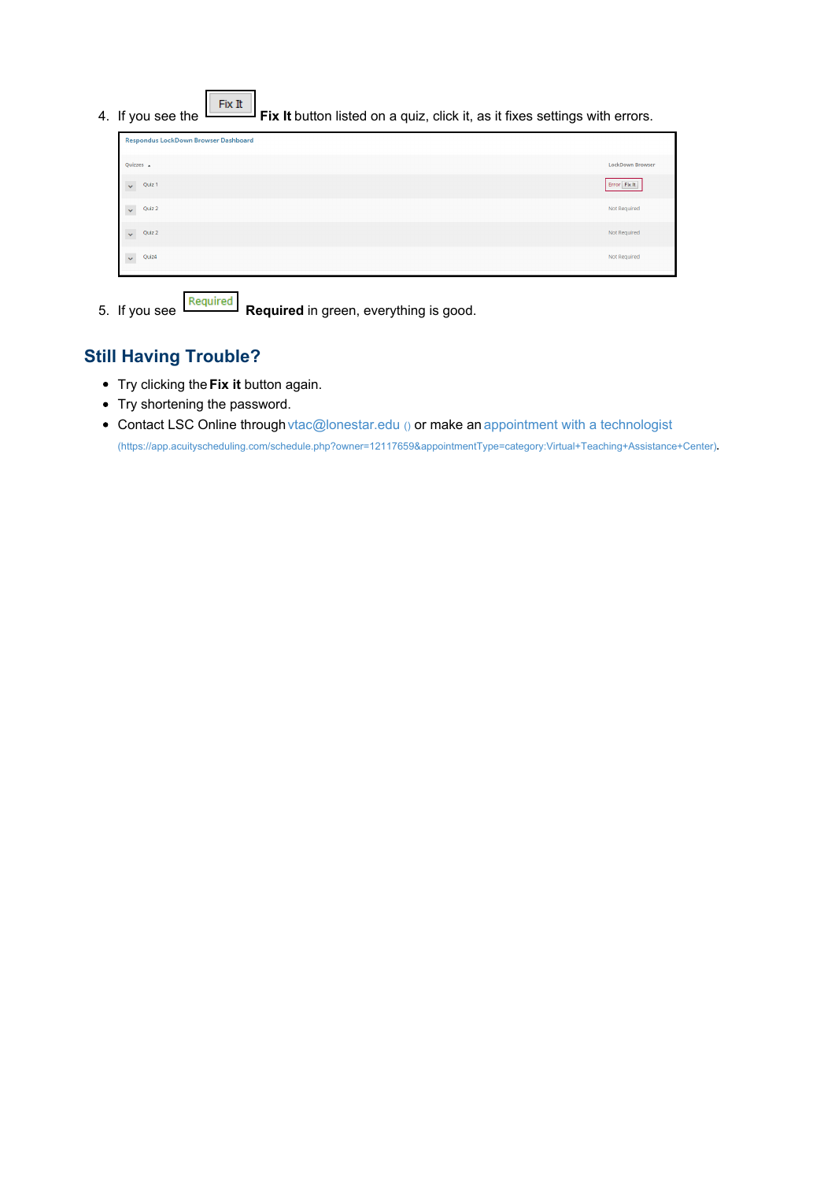4. If you see the Fix It **Fix It** button listed on a quiz, click it, as it fixes settings with errors.

| Quizzes | LockDown Browser |
| --- | --- |
| Quiz 1 | Error Fix It |
| Quiz 2 | Not Required |
| Quiz 2 | Not Required |
| Quiz4 | Not Required |

5. If you see Required **Required** in green, everything is good.

## Still Having Trouble?

- Try clicking the **Fix it** button again.
- Try shortening the password.
- Contact LSC Online through vtac@lonestar.edu () or make an appointment with a technologist (https://app.acuityscheduling.com/schedule.php?owner=12117659&appointmentType=category:Virtual+Teaching+Assistance+Center).